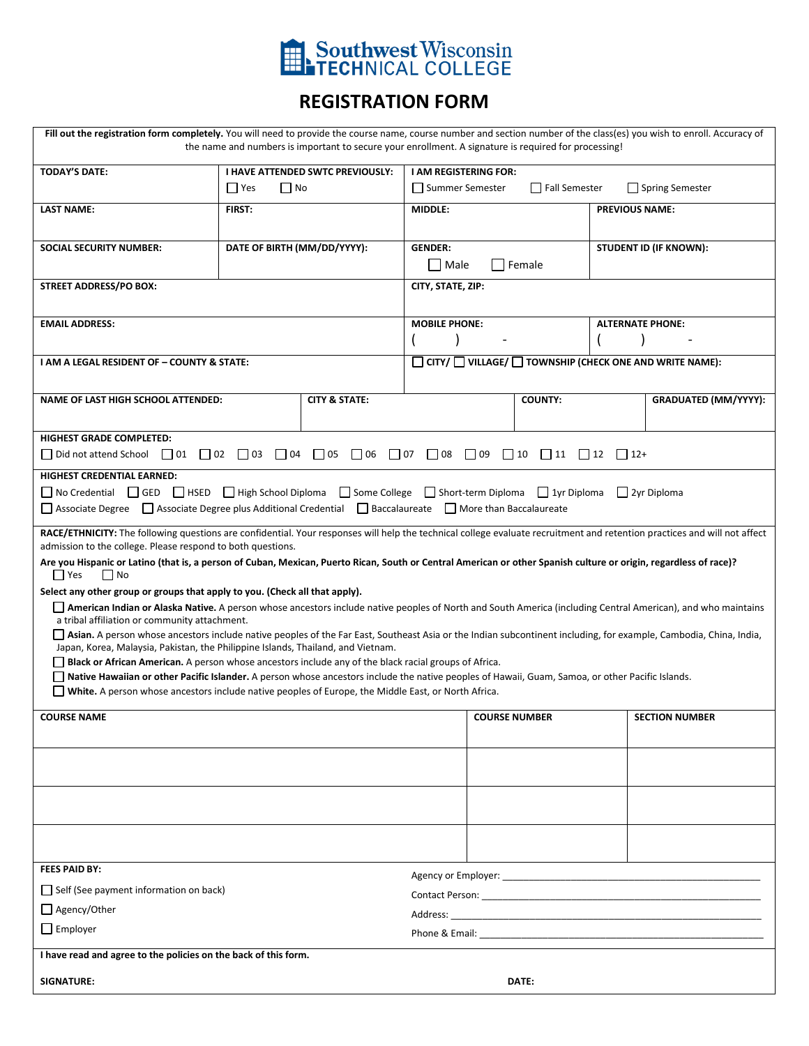Southwest Wisconsin TECHNICAL COLLEGE

# REGISTRATION FORM

**Fill out the registration form completely.** You will need to provide the course name, course number and section number of the class(es) you wish to enroll. Accuracy of the name and numbers is important to secure your enrollment. A signature is required for processing!

| TODAY'S DATE: | I HAVE ATTENDED SWTC PREVIOUSLY: ☐ Yes ☐ No | I AM REGISTERING FOR: ☐ Summer Semester ☐ Fall Semester ☐ Spring Semester | |
|---|---|---|---|
| **LAST NAME:** | **FIRST:** | **MIDDLE:** | **PREVIOUS NAME:** |
| **SOCIAL SECURITY NUMBER:** | **DATE OF BIRTH (MM/DD/YYYY):** | **GENDER:** ☐ Male ☐ Female | **STUDENT ID (IF KNOWN):** |
| **STREET ADDRESS/PO BOX:** | | **CITY, STATE, ZIP:** | |
| **EMAIL ADDRESS:** | | **MOBILE PHONE:** ( ) - | **ALTERNATE PHONE:** ( ) - |
| **I AM A LEGAL RESIDENT OF – COUNTY & STATE:** | | ☐ CITY/ ☐ VILLAGE/ ☐ TOWNSHIP (CHECK ONE AND WRITE NAME): | |

| NAME OF LAST HIGH SCHOOL ATTENDED: | CITY & STATE: | COUNTY: | GRADUATED (MM/YYYY): |
|---|---|---|---|
| | | | |

**HIGHEST GRADE COMPLETED:**
☐ Did not attend School ☐ 01 ☐ 02 ☐ 03 ☐ 04 ☐ 05 ☐ 06 ☐ 07 ☐ 08 ☐ 09 ☐ 10 ☐ 11 ☐ 12 ☐ 12+

**HIGHEST CREDENTIAL EARNED:**
☐ No Credential ☐ GED ☐ HSED ☐ High School Diploma ☐ Some College ☐ Short-term Diploma ☐ 1yr Diploma ☐ 2yr Diploma
☐ Associate Degree ☐ Associate Degree plus Additional Credential ☐ Baccalaureate ☐ More than Baccalaureate

**RACE/ETHNICITY:** The following questions are confidential. Your responses will help the technical college evaluate recruitment and retention practices and will not affect admission to the college. Please respond to both questions.

**Are you Hispanic or Latino (that is, a person of Cuban, Mexican, Puerto Rican, South or Central American or other Spanish culture or origin, regardless of race)?**
☐ Yes ☐ No

**Select any other group or groups that apply to you. (Check all that apply).**

☐ **American Indian or Alaska Native.** A person whose ancestors include native peoples of North and South America (including Central American), and who maintains a tribal affiliation or community attachment.
☐ **Asian.** A person whose ancestors include native peoples of the Far East, Southeast Asia or the Indian subcontinent including, for example, Cambodia, China, India, Japan, Korea, Malaysia, Pakistan, the Philippine Islands, Thailand, and Vietnam.
☐ **Black or African American.** A person whose ancestors include any of the black racial groups of Africa.
☐ **Native Hawaiian or other Pacific Islander.** A person whose ancestors include the native peoples of Hawaii, Guam, Samoa, or other Pacific Islands.
☐ **White.** A person whose ancestors include native peoples of Europe, the Middle East, or North Africa.

| COURSE NAME | COURSE NUMBER | SECTION NUMBER |
|---|---|---|
| | | |
| | | |
| | | |
| | | |

**FEES PAID BY:**

☐ Self (See payment information on back)
☐ Agency/Other
☐ Employer

Agency or Employer: ______________________________
Contact Person: ______________________________
Address: ______________________________
Phone & Email: ______________________________

**I have read and agree to the policies on the back of this form.**

**SIGNATURE:** **DATE:**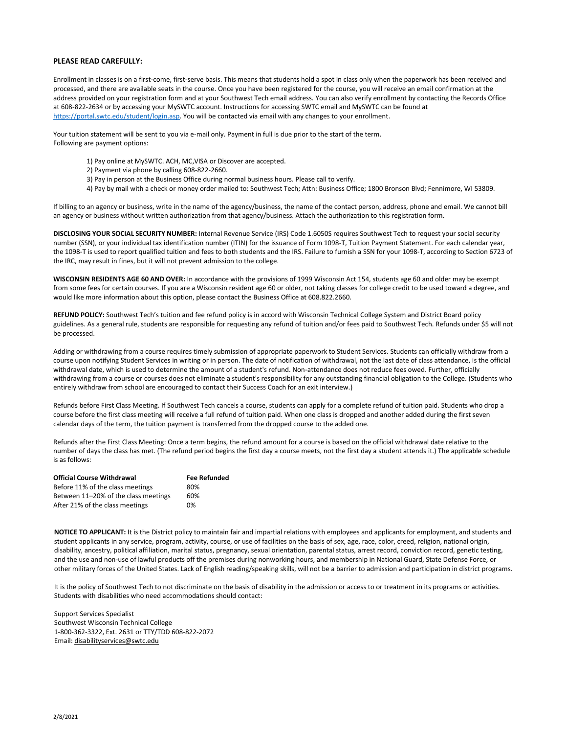**PLEASE READ CAREFULLY:**

Enrollment in classes is on a first-come, first-serve basis. This means that students hold a spot in class only when the paperwork has been received and processed, and there are available seats in the course. Once you have been registered for the course, you will receive an email confirmation at the address provided on your registration form and at your Southwest Tech email address. You can also verify enrollment by contacting the Records Office at 608-822-2634 or by accessing your MySWTC account. Instructions for accessing SWTC email and MySWTC can be found at https://portal.swtc.edu/student/login.asp. You will be contacted via email with any changes to your enrollment.

Your tuition statement will be sent to you via e-mail only. Payment in full is due prior to the start of the term.
Following are payment options:

1) Pay online at MySWTC. ACH, MC,VISA or Discover are accepted.
2) Payment via phone by calling 608-822-2660.
3) Pay in person at the Business Office during normal business hours. Please call to verify.
4) Pay by mail with a check or money order mailed to: Southwest Tech; Attn: Business Office; 1800 Bronson Blvd; Fennimore, WI 53809.

If billing to an agency or business, write in the name of the agency/business, the name of the contact person, address, phone and email. We cannot bill an agency or business without written authorization from that agency/business. Attach the authorization to this registration form.

**DISCLOSING YOUR SOCIAL SECURITY NUMBER:** Internal Revenue Service (IRS) Code 1.6050S requires Southwest Tech to request your social security number (SSN), or your individual tax identification number (ITIN) for the issuance of Form 1098-T, Tuition Payment Statement. For each calendar year, the 1098-T is used to report qualified tuition and fees to both students and the IRS. Failure to furnish a SSN for your 1098-T, according to Section 6723 of the IRC, may result in fines, but it will not prevent admission to the college.

**WISCONSIN RESIDENTS AGE 60 AND OVER:** In accordance with the provisions of 1999 Wisconsin Act 154, students age 60 and older may be exempt from some fees for certain courses. If you are a Wisconsin resident age 60 or older, not taking classes for college credit to be used toward a degree, and would like more information about this option, please contact the Business Office at 608.822.2660.

**REFUND POLICY:** Southwest Tech's tuition and fee refund policy is in accord with Wisconsin Technical College System and District Board policy guidelines. As a general rule, students are responsible for requesting any refund of tuition and/or fees paid to Southwest Tech. Refunds under $5 will not be processed.

Adding or withdrawing from a course requires timely submission of appropriate paperwork to Student Services. Students can officially withdraw from a course upon notifying Student Services in writing or in person. The date of notification of withdrawal, not the last date of class attendance, is the official withdrawal date, which is used to determine the amount of a student's refund. Non-attendance does not reduce fees owed. Further, officially withdrawing from a course or courses does not eliminate a student's responsibility for any outstanding financial obligation to the College. (Students who entirely withdraw from school are encouraged to contact their Success Coach for an exit interview.)

Refunds before First Class Meeting. If Southwest Tech cancels a course, students can apply for a complete refund of tuition paid. Students who drop a course before the first class meeting will receive a full refund of tuition paid. When one class is dropped and another added during the first seven calendar days of the term, the tuition payment is transferred from the dropped course to the added one.

Refunds after the First Class Meeting: Once a term begins, the refund amount for a course is based on the official withdrawal date relative to the number of days the class has met. (The refund period begins the first day a course meets, not the first day a student attends it.) The applicable schedule is as follows:

| Official Course Withdrawal | Fee Refunded |
|---|---|
| Before 11% of the class meetings | 80% |
| Between 11–20% of the class meetings | 60% |
| After 21% of the class meetings | 0% |

**NOTICE TO APPLICANT:** It is the District policy to maintain fair and impartial relations with employees and applicants for employment, and students and student applicants in any service, program, activity, course, or use of facilities on the basis of sex, age, race, color, creed, religion, national origin, disability, ancestry, political affiliation, marital status, pregnancy, sexual orientation, parental status, arrest record, conviction record, genetic testing, and the use and non-use of lawful products off the premises during nonworking hours, and membership in National Guard, State Defense Force, or other military forces of the United States. Lack of English reading/speaking skills, will not be a barrier to admission and participation in district programs.

It is the policy of Southwest Tech to not discriminate on the basis of disability in the admission or access to or treatment in its programs or activities. Students with disabilities who need accommodations should contact:

Support Services Specialist
Southwest Wisconsin Technical College
1-800-362-3322, Ext. 2631 or TTY/TDD 608-822-2072
Email: disabilityservices@swtc.edu

2/8/2021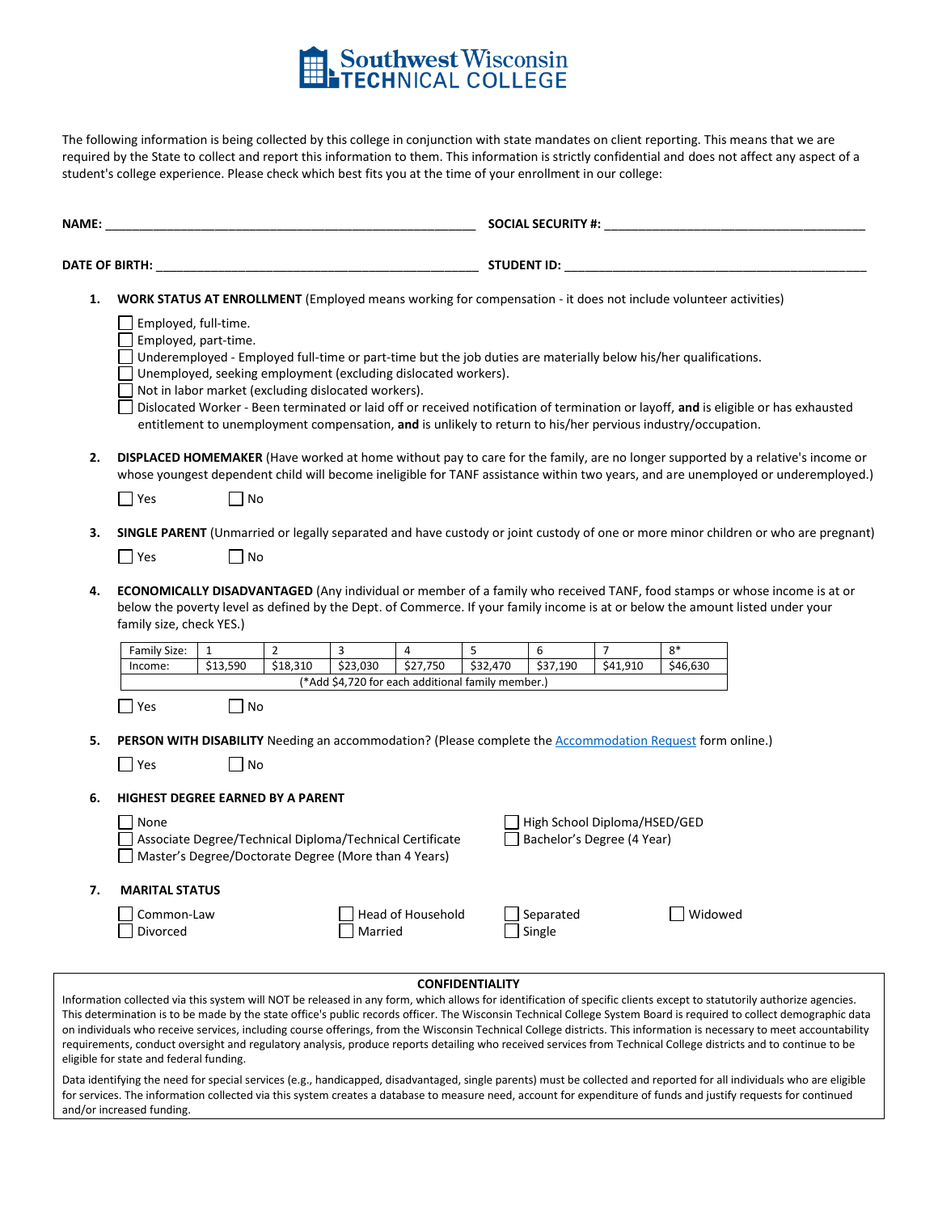# Southwest Wisconsin TECHNICAL COLLEGE

The following information is being collected by this college in conjunction with state mandates on client reporting. This means that we are required by the State to collect and report this information to them. This information is strictly confidential and does not affect any aspect of a student's college experience. Please check which best fits you at the time of your enrollment in our college:

**NAME:** ______________________________________________ **SOCIAL SECURITY #:** ______________________________________

**DATE OF BIRTH:** ______________________________________ **STUDENT ID:** ____________________________________________

1. **WORK STATUS AT ENROLLMENT** (Employed means working for compensation - it does not include volunteer activities)

   ☐ Employed, full-time.
   ☐ Employed, part-time.
   ☐ Underemployed - Employed full-time or part-time but the job duties are materially below his/her qualifications.
   ☐ Unemployed, seeking employment (excluding dislocated workers).
   ☐ Not in labor market (excluding dislocated workers).
   ☐ Dislocated Worker - Been terminated or laid off or received notification of termination or layoff, **and** is eligible or has exhausted entitlement to unemployment compensation, **and** is unlikely to return to his/her pervious industry/occupation.

2. **DISPLACED HOMEMAKER** (Have worked at home without pay to care for the family, are no longer supported by a relative's income or whose youngest dependent child will become ineligible for TANF assistance within two years, and are unemployed or underemployed.)

   ☐ Yes ☐ No

3. **SINGLE PARENT** (Unmarried or legally separated and have custody or joint custody of one or more minor children or who are pregnant)

   ☐ Yes ☐ No

4. **ECONOMICALLY DISADVANTAGED** (Any individual or member of a family who received TANF, food stamps or whose income is at or below the poverty level as defined by the Dept. of Commerce. If your family income is at or below the amount listed under your family size, check YES.)

| Family Size: | 1 | 2 | 3 | 4 | 5 | 6 | 7 | 8* |
|---|---|---|---|---|---|---|---|---|
| Income: | $13,590 | $18,310 | $23,030 | $27,750 | $32,470 | $37,190 | $41,910 | $46,630 |
| (*Add $4,720 for each additional family member.) | | | | | | | | |

   ☐ Yes ☐ No

5. **PERSON WITH DISABILITY** Needing an accommodation? (Please complete the Accommodation Request form online.)

   ☐ Yes ☐ No

6. **HIGHEST DEGREE EARNED BY A PARENT**

   ☐ None
   ☐ High School Diploma/HSED/GED
   ☐ Associate Degree/Technical Diploma/Technical Certificate
   ☐ Bachelor's Degree (4 Year)
   ☐ Master's Degree/Doctorate Degree (More than 4 Years)

7. **MARITAL STATUS**

   ☐ Common-Law
   ☐ Divorced
   ☐ Head of Household
   ☐ Married
   ☐ Separated
   ☐ Single
   ☐ Widowed

**CONFIDENTIALITY**

Information collected via this system will NOT be released in any form, which allows for identification of specific clients except to statutorily authorize agencies. This determination is to be made by the state office's public records officer. The Wisconsin Technical College System Board is required to collect demographic data on individuals who receive services, including course offerings, from the Wisconsin Technical College districts. This information is necessary to meet accountability requirements, conduct oversight and regulatory analysis, produce reports detailing who received services from Technical College districts and to continue to be eligible for state and federal funding.

Data identifying the need for special services (e.g., handicapped, disadvantaged, single parents) must be collected and reported for all individuals who are eligible for services. The information collected via this system creates a database to measure need, account for expenditure of funds and justify requests for continued and/or increased funding.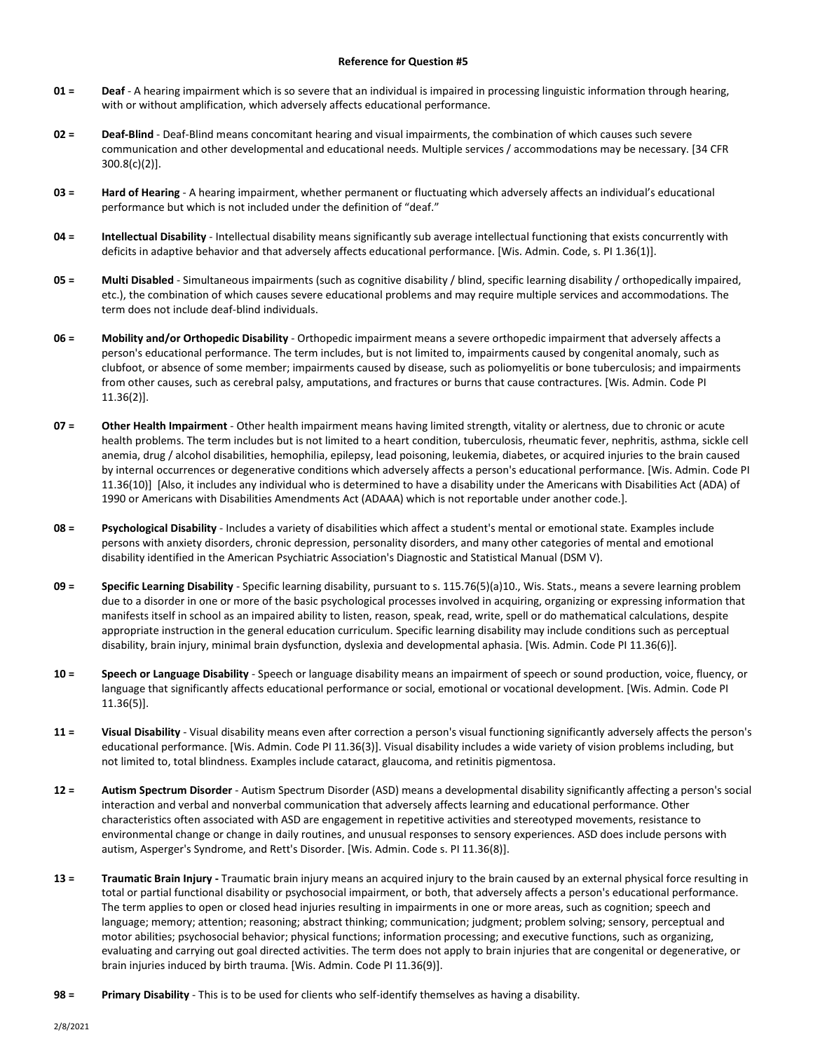**Reference for Question #5**

**01 =** **Deaf** - A hearing impairment which is so severe that an individual is impaired in processing linguistic information through hearing, with or without amplification, which adversely affects educational performance.

**02 =** **Deaf-Blind** - Deaf-Blind means concomitant hearing and visual impairments, the combination of which causes such severe communication and other developmental and educational needs. Multiple services / accommodations may be necessary. [34 CFR 300.8(c)(2)].

**03 =** **Hard of Hearing** - A hearing impairment, whether permanent or fluctuating which adversely affects an individual's educational performance but which is not included under the definition of "deaf."

**04 =** **Intellectual Disability** - Intellectual disability means significantly sub average intellectual functioning that exists concurrently with deficits in adaptive behavior and that adversely affects educational performance. [Wis. Admin. Code, s. PI 1.36(1)].

**05 =** **Multi Disabled** - Simultaneous impairments (such as cognitive disability / blind, specific learning disability / orthopedically impaired, etc.), the combination of which causes severe educational problems and may require multiple services and accommodations. The term does not include deaf-blind individuals.

**06 =** **Mobility and/or Orthopedic Disability** - Orthopedic impairment means a severe orthopedic impairment that adversely affects a person's educational performance. The term includes, but is not limited to, impairments caused by congenital anomaly, such as clubfoot, or absence of some member; impairments caused by disease, such as poliomyelitis or bone tuberculosis; and impairments from other causes, such as cerebral palsy, amputations, and fractures or burns that cause contractures. [Wis. Admin. Code PI 11.36(2)].

**07 =** **Other Health Impairment** - Other health impairment means having limited strength, vitality or alertness, due to chronic or acute health problems. The term includes but is not limited to a heart condition, tuberculosis, rheumatic fever, nephritis, asthma, sickle cell anemia, drug / alcohol disabilities, hemophilia, epilepsy, lead poisoning, leukemia, diabetes, or acquired injuries to the brain caused by internal occurrences or degenerative conditions which adversely affects a person's educational performance. [Wis. Admin. Code PI 11.36(10)] [Also, it includes any individual who is determined to have a disability under the Americans with Disabilities Act (ADA) of 1990 or Americans with Disabilities Amendments Act (ADAAA) which is not reportable under another code.].

**08 =** **Psychological Disability** - Includes a variety of disabilities which affect a student's mental or emotional state. Examples include persons with anxiety disorders, chronic depression, personality disorders, and many other categories of mental and emotional disability identified in the American Psychiatric Association's Diagnostic and Statistical Manual (DSM V).

**09 =** **Specific Learning Disability** - Specific learning disability, pursuant to s. 115.76(5)(a)10., Wis. Stats., means a severe learning problem due to a disorder in one or more of the basic psychological processes involved in acquiring, organizing or expressing information that manifests itself in school as an impaired ability to listen, reason, speak, read, write, spell or do mathematical calculations, despite appropriate instruction in the general education curriculum. Specific learning disability may include conditions such as perceptual disability, brain injury, minimal brain dysfunction, dyslexia and developmental aphasia. [Wis. Admin. Code PI 11.36(6)].

**10 =** **Speech or Language Disability** - Speech or language disability means an impairment of speech or sound production, voice, fluency, or language that significantly affects educational performance or social, emotional or vocational development. [Wis. Admin. Code PI 11.36(5)].

**11 =** **Visual Disability** - Visual disability means even after correction a person's visual functioning significantly adversely affects the person's educational performance. [Wis. Admin. Code PI 11.36(3)]. Visual disability includes a wide variety of vision problems including, but not limited to, total blindness. Examples include cataract, glaucoma, and retinitis pigmentosa.

**12 =** **Autism Spectrum Disorder** - Autism Spectrum Disorder (ASD) means a developmental disability significantly affecting a person's social interaction and verbal and nonverbal communication that adversely affects learning and educational performance. Other characteristics often associated with ASD are engagement in repetitive activities and stereotyped movements, resistance to environmental change or change in daily routines, and unusual responses to sensory experiences. ASD does include persons with autism, Asperger's Syndrome, and Rett's Disorder. [Wis. Admin. Code s. PI 11.36(8)].

**13 =** **Traumatic Brain Injury -** Traumatic brain injury means an acquired injury to the brain caused by an external physical force resulting in total or partial functional disability or psychosocial impairment, or both, that adversely affects a person's educational performance. The term applies to open or closed head injuries resulting in impairments in one or more areas, such as cognition; speech and language; memory; attention; reasoning; abstract thinking; communication; judgment; problem solving; sensory, perceptual and motor abilities; psychosocial behavior; physical functions; information processing; and executive functions, such as organizing, evaluating and carrying out goal directed activities. The term does not apply to brain injuries that are congenital or degenerative, or brain injuries induced by birth trauma. [Wis. Admin. Code PI 11.36(9)].

**98 =** **Primary Disability** - This is to be used for clients who self-identify themselves as having a disability.

2/8/2021